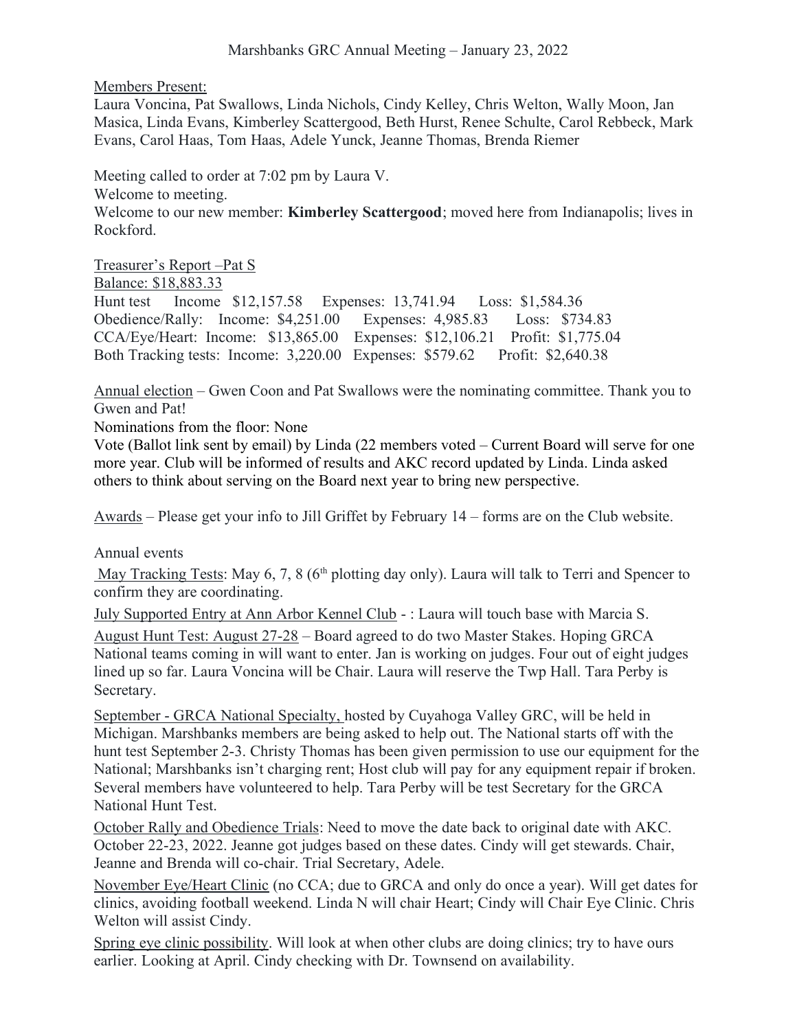# Marshbanks GRC Annual Meeting – January 23, 2022

Members Present:

Laura Voncina, Pat Swallows, Linda Nichols, Cindy Kelley, Chris Welton, Wally Moon, Jan Masica, Linda Evans, Kimberley Scattergood, Beth Hurst, Renee Schulte, Carol Rebbeck, Mark Evans, Carol Haas, Tom Haas, Adele Yunck, Jeanne Thomas, Brenda Riemer

Meeting called to order at 7:02 pm by Laura V.

Welcome to meeting.

Welcome to our new member: **Kimberley Scattergood**; moved here from Indianapolis; lives in Rockford.

Treasurer's Report –Pat S

Balance: $18,883.33

Hunt test Income $12,157.58 Expenses: 13,741.94 Loss: $1,584.36

Obedience/Rally: Income: $4,251.00 Expenses: 4,985.83 Loss: $734.83

CCA/Eye/Heart: Income: $13,865.00 Expenses: $12,106.21 Profit: $1,775.04

Both Tracking tests: Income: 3,220.00 Expenses: $579.62 Profit: $2,640.38

Annual election – Gwen Coon and Pat Swallows were the nominating committee. Thank you to Gwen and Pat!

Nominations from the floor: None

Vote (Ballot link sent by email) by Linda (22 members voted – Current Board will serve for one more year. Club will be informed of results and AKC record updated by Linda. Linda asked others to think about serving on the Board next year to bring new perspective.

Awards – Please get your info to Jill Griffet by February 14 – forms are on the Club website.

Annual events

May Tracking Tests: May 6, 7, 8 (6th plotting day only). Laura will talk to Terri and Spencer to confirm they are coordinating.

July Supported Entry at Ann Arbor Kennel Club - : Laura will touch base with Marcia S.

August Hunt Test: August 27-28 – Board agreed to do two Master Stakes. Hoping GRCA National teams coming in will want to enter. Jan is working on judges. Four out of eight judges lined up so far. Laura Voncina will be Chair. Laura will reserve the Twp Hall. Tara Perby is Secretary.

September - GRCA National Specialty, hosted by Cuyahoga Valley GRC, will be held in Michigan. Marshbanks members are being asked to help out. The National starts off with the hunt test September 2-3. Christy Thomas has been given permission to use our equipment for the National; Marshbanks isn't charging rent; Host club will pay for any equipment repair if broken. Several members have volunteered to help. Tara Perby will be test Secretary for the GRCA National Hunt Test.

October Rally and Obedience Trials: Need to move the date back to original date with AKC. October 22-23, 2022. Jeanne got judges based on these dates. Cindy will get stewards. Chair, Jeanne and Brenda will co-chair. Trial Secretary, Adele.

November Eye/Heart Clinic (no CCA; due to GRCA and only do once a year). Will get dates for clinics, avoiding football weekend. Linda N will chair Heart; Cindy will Chair Eye Clinic. Chris Welton will assist Cindy.

Spring eye clinic possibility. Will look at when other clubs are doing clinics; try to have ours earlier. Looking at April. Cindy checking with Dr. Townsend on availability.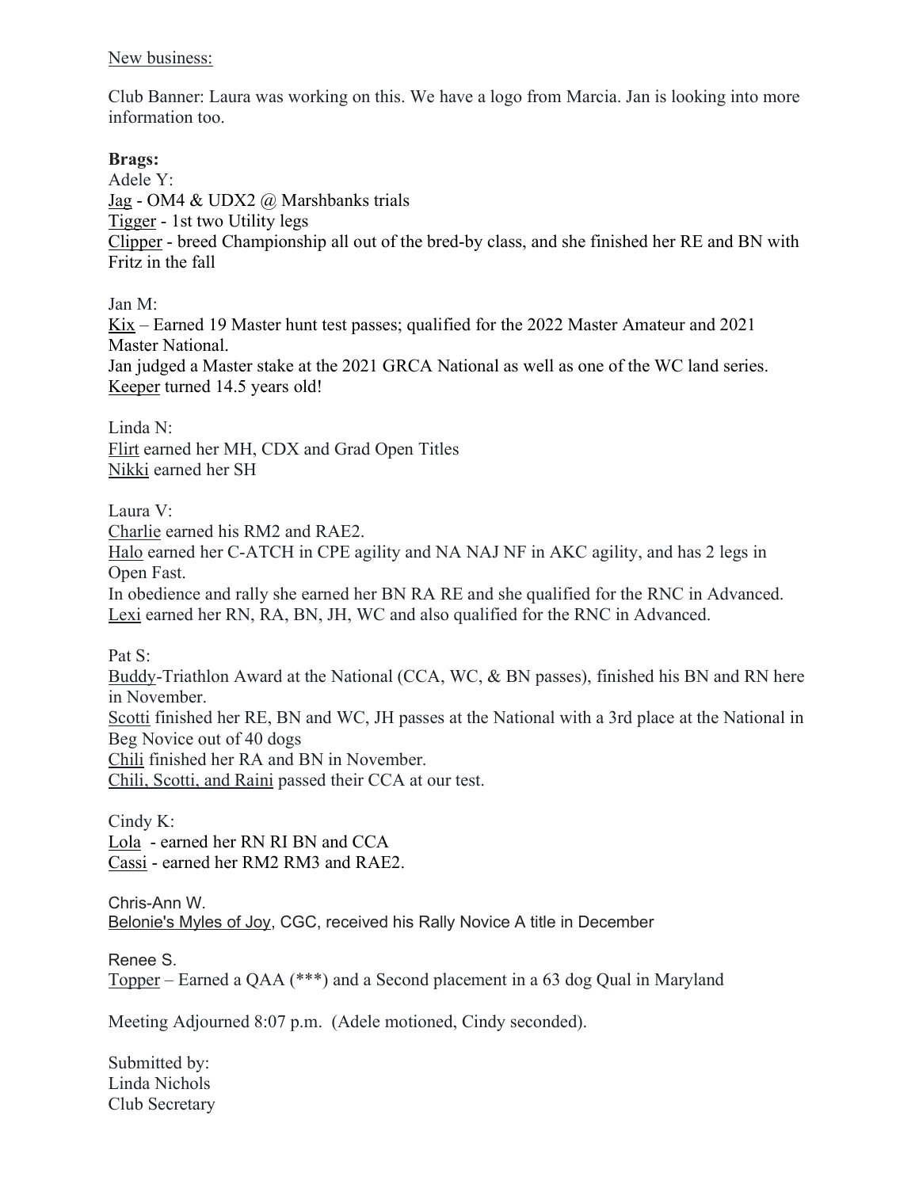New business:

Club Banner: Laura was working on this. We have a logo from Marcia. Jan is looking into more information too.

**Brags:**

Adele Y:
Jag - OM4 & UDX2 @ Marshbanks trials
Tigger - 1st two Utility legs
Clipper - breed Championship all out of the bred-by class, and she finished her RE and BN with Fritz in the fall

Jan M:
Kix – Earned 19 Master hunt test passes; qualified for the 2022 Master Amateur and 2021 Master National.
Jan judged a Master stake at the 2021 GRCA National as well as one of the WC land series.
Keeper turned 14.5 years old!

Linda N:
Flirt earned her MH, CDX and Grad Open Titles
Nikki earned her SH

Laura V:
Charlie earned his RM2 and RAE2.
Halo earned her C-ATCH in CPE agility and NA NAJ NF in AKC agility, and has 2 legs in Open Fast.
In obedience and rally she earned her BN RA RE and she qualified for the RNC in Advanced.
Lexi earned her RN, RA, BN, JH, WC and also qualified for the RNC in Advanced.

Pat S:
Buddy-Triathlon Award at the National (CCA, WC, & BN passes), finished his BN and RN here in November.
Scotti finished her RE, BN and WC, JH passes at the National with a 3rd place at the National in Beg Novice out of 40 dogs
Chili finished her RA and BN in November.
Chili, Scotti, and Raini passed their CCA at our test.

Cindy K:
Lola - earned her RN RI BN and CCA
Cassi - earned her RM2 RM3 and RAE2.

Chris-Ann W.
Belonie's Myles of Joy, CGC, received his Rally Novice A title in December

Renee S.
Topper – Earned a QAA (***) and a Second placement in a 63 dog Qual in Maryland

Meeting Adjourned 8:07 p.m. (Adele motioned, Cindy seconded).

Submitted by:
Linda Nichols
Club Secretary